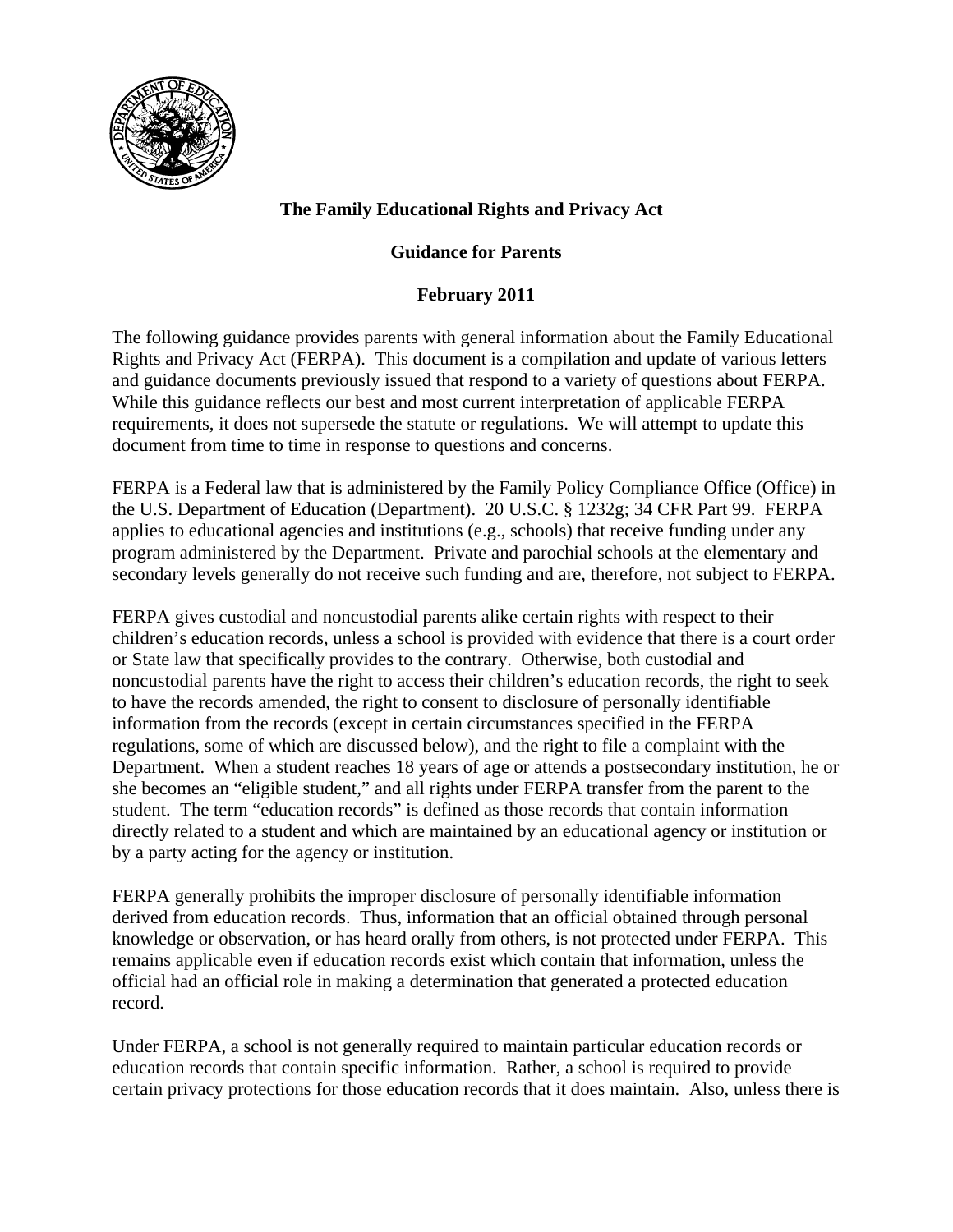**The Family Educational Rights and Privacy Act**

**Guidance for Parents**

**February 2011**

The following guidance provides parents with general information about the Family Educational Rights and Privacy Act (FERPA). This document is a compilation and update of various letters and guidance documents previously issued that respond to a variety of questions about FERPA. While this guidance reflects our best and most current interpretation of applicable FERPA requirements, it does not supersede the statute or regulations. We will attempt to update this document from time to time in response to questions and concerns.

FERPA is a Federal law that is administered by the Family Policy Compliance Office (Office) in the U.S. Department of Education (Department). 20 U.S.C. § 1232g; 34 CFR Part 99. FERPA applies to educational agencies and institutions (e.g., schools) that receive funding under any program administered by the Department. Private and parochial schools at the elementary and secondary levels generally do not receive such funding and are, therefore, not subject to FERPA.

FERPA gives custodial and noncustodial parents alike certain rights with respect to their children's education records, unless a school is provided with evidence that there is a court order or State law that specifically provides to the contrary. Otherwise, both custodial and noncustodial parents have the right to access their children's education records, the right to seek to have the records amended, the right to consent to disclosure of personally identifiable information from the records (except in certain circumstances specified in the FERPA regulations, some of which are discussed below), and the right to file a complaint with the Department. When a student reaches 18 years of age or attends a postsecondary institution, he or she becomes an "eligible student," and all rights under FERPA transfer from the parent to the student. The term "education records" is defined as those records that contain information directly related to a student and which are maintained by an educational agency or institution or by a party acting for the agency or institution.

FERPA generally prohibits the improper disclosure of personally identifiable information derived from education records. Thus, information that an official obtained through personal knowledge or observation, or has heard orally from others, is not protected under FERPA. This remains applicable even if education records exist which contain that information, unless the official had an official role in making a determination that generated a protected education record.

Under FERPA, a school is not generally required to maintain particular education records or education records that contain specific information. Rather, a school is required to provide certain privacy protections for those education records that it does maintain. Also, unless there is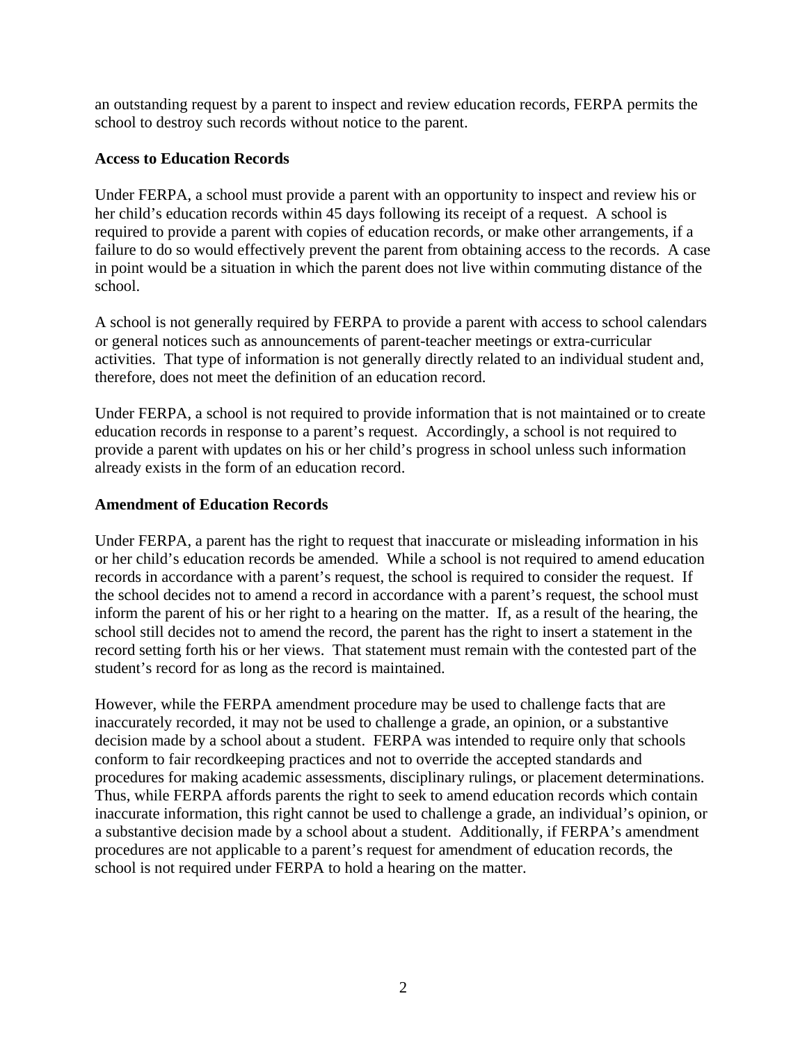an outstanding request by a parent to inspect and review education records, FERPA permits the school to destroy such records without notice to the parent.

**Access to Education Records**

Under FERPA, a school must provide a parent with an opportunity to inspect and review his or her child's education records within 45 days following its receipt of a request. A school is required to provide a parent with copies of education records, or make other arrangements, if a failure to do so would effectively prevent the parent from obtaining access to the records. A case in point would be a situation in which the parent does not live within commuting distance of the school.

A school is not generally required by FERPA to provide a parent with access to school calendars or general notices such as announcements of parent-teacher meetings or extra-curricular activities. That type of information is not generally directly related to an individual student and, therefore, does not meet the definition of an education record.

Under FERPA, a school is not required to provide information that is not maintained or to create education records in response to a parent's request. Accordingly, a school is not required to provide a parent with updates on his or her child's progress in school unless such information already exists in the form of an education record.

**Amendment of Education Records**

Under FERPA, a parent has the right to request that inaccurate or misleading information in his or her child's education records be amended. While a school is not required to amend education records in accordance with a parent's request, the school is required to consider the request. If the school decides not to amend a record in accordance with a parent's request, the school must inform the parent of his or her right to a hearing on the matter. If, as a result of the hearing, the school still decides not to amend the record, the parent has the right to insert a statement in the record setting forth his or her views. That statement must remain with the contested part of the student's record for as long as the record is maintained.

However, while the FERPA amendment procedure may be used to challenge facts that are inaccurately recorded, it may not be used to challenge a grade, an opinion, or a substantive decision made by a school about a student. FERPA was intended to require only that schools conform to fair recordkeeping practices and not to override the accepted standards and procedures for making academic assessments, disciplinary rulings, or placement determinations. Thus, while FERPA affords parents the right to seek to amend education records which contain inaccurate information, this right cannot be used to challenge a grade, an individual's opinion, or a substantive decision made by a school about a student. Additionally, if FERPA's amendment procedures are not applicable to a parent's request for amendment of education records, the school is not required under FERPA to hold a hearing on the matter.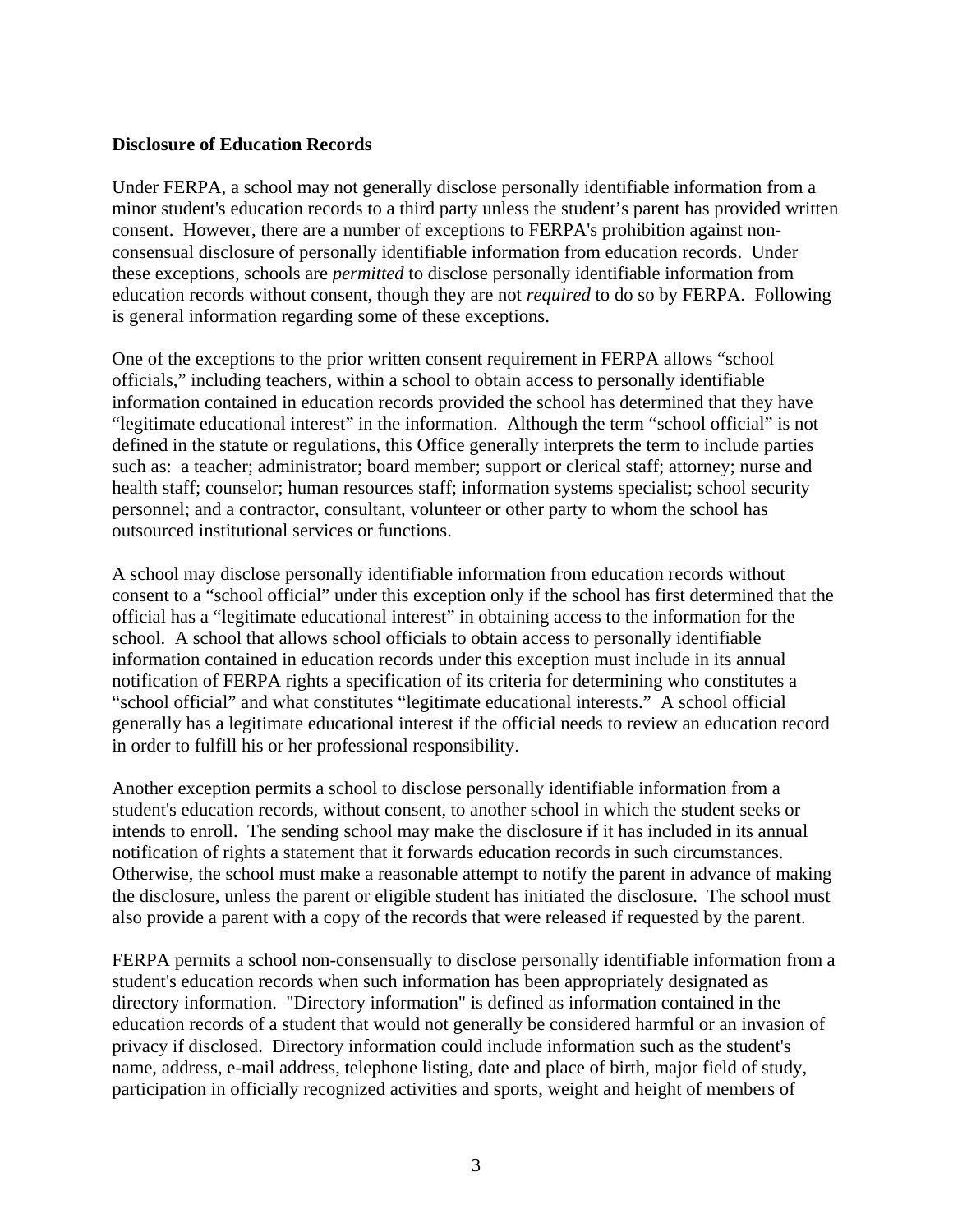**Disclosure of Education Records**

Under FERPA, a school may not generally disclose personally identifiable information from a minor student's education records to a third party unless the student's parent has provided written consent. However, there are a number of exceptions to FERPA's prohibition against non-consensual disclosure of personally identifiable information from education records. Under these exceptions, schools are *permitted* to disclose personally identifiable information from education records without consent, though they are not *required* to do so by FERPA. Following is general information regarding some of these exceptions.

One of the exceptions to the prior written consent requirement in FERPA allows "school officials," including teachers, within a school to obtain access to personally identifiable information contained in education records provided the school has determined that they have "legitimate educational interest" in the information. Although the term "school official" is not defined in the statute or regulations, this Office generally interprets the term to include parties such as: a teacher; administrator; board member; support or clerical staff; attorney; nurse and health staff; counselor; human resources staff; information systems specialist; school security personnel; and a contractor, consultant, volunteer or other party to whom the school has outsourced institutional services or functions.

A school may disclose personally identifiable information from education records without consent to a "school official" under this exception only if the school has first determined that the official has a "legitimate educational interest" in obtaining access to the information for the school. A school that allows school officials to obtain access to personally identifiable information contained in education records under this exception must include in its annual notification of FERPA rights a specification of its criteria for determining who constitutes a "school official" and what constitutes "legitimate educational interests." A school official generally has a legitimate educational interest if the official needs to review an education record in order to fulfill his or her professional responsibility.

Another exception permits a school to disclose personally identifiable information from a student's education records, without consent, to another school in which the student seeks or intends to enroll. The sending school may make the disclosure if it has included in its annual notification of rights a statement that it forwards education records in such circumstances. Otherwise, the school must make a reasonable attempt to notify the parent in advance of making the disclosure, unless the parent or eligible student has initiated the disclosure. The school must also provide a parent with a copy of the records that were released if requested by the parent.

FERPA permits a school non-consensually to disclose personally identifiable information from a student's education records when such information has been appropriately designated as directory information. "Directory information" is defined as information contained in the education records of a student that would not generally be considered harmful or an invasion of privacy if disclosed. Directory information could include information such as the student's name, address, e-mail address, telephone listing, date and place of birth, major field of study, participation in officially recognized activities and sports, weight and height of members of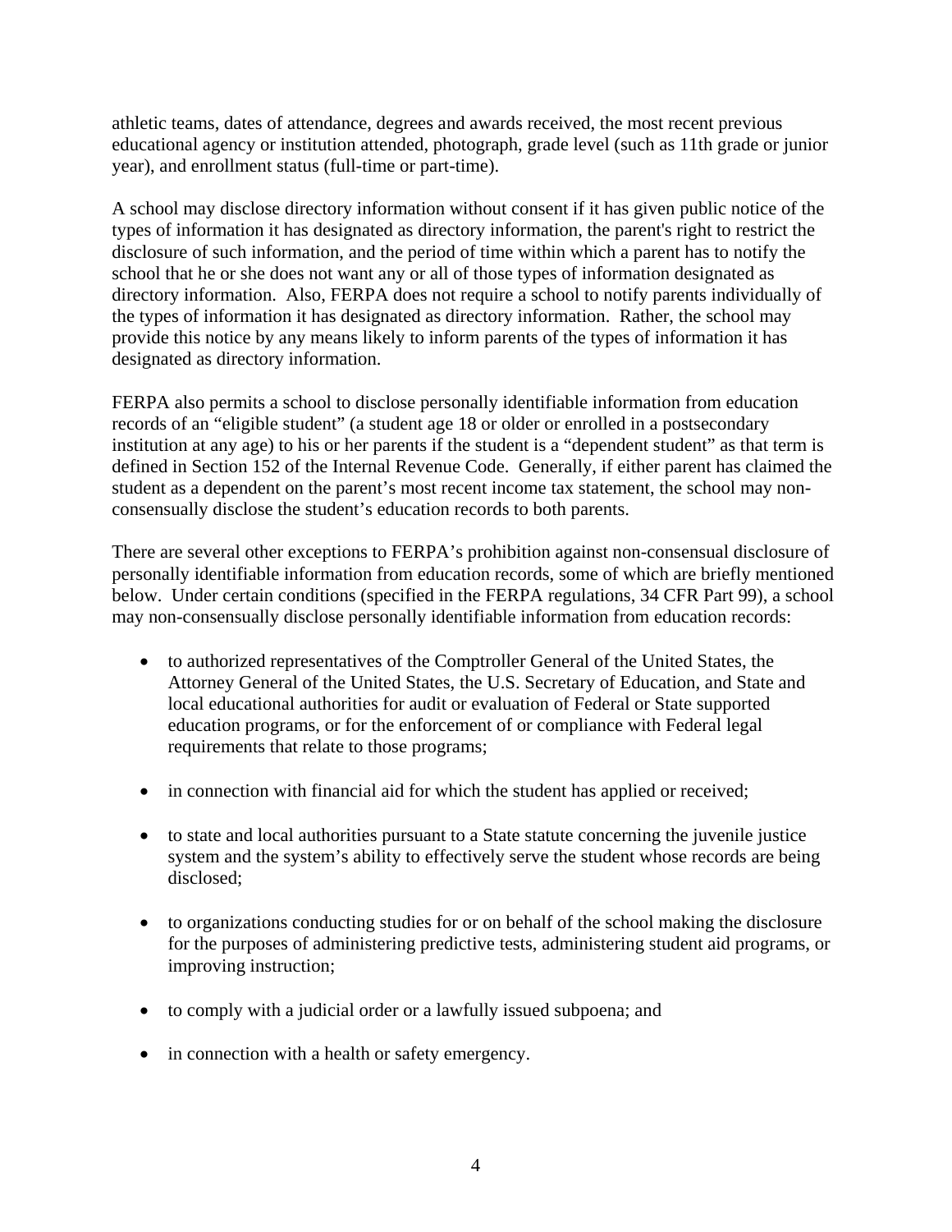athletic teams, dates of attendance, degrees and awards received, the most recent previous educational agency or institution attended, photograph, grade level (such as 11th grade or junior year), and enrollment status (full-time or part-time).

A school may disclose directory information without consent if it has given public notice of the types of information it has designated as directory information, the parent's right to restrict the disclosure of such information, and the period of time within which a parent has to notify the school that he or she does not want any or all of those types of information designated as directory information. Also, FERPA does not require a school to notify parents individually of the types of information it has designated as directory information. Rather, the school may provide this notice by any means likely to inform parents of the types of information it has designated as directory information.

FERPA also permits a school to disclose personally identifiable information from education records of an "eligible student" (a student age 18 or older or enrolled in a postsecondary institution at any age) to his or her parents if the student is a "dependent student" as that term is defined in Section 152 of the Internal Revenue Code. Generally, if either parent has claimed the student as a dependent on the parent's most recent income tax statement, the school may non-consensually disclose the student's education records to both parents.

There are several other exceptions to FERPA's prohibition against non-consensual disclosure of personally identifiable information from education records, some of which are briefly mentioned below. Under certain conditions (specified in the FERPA regulations, 34 CFR Part 99), a school may non-consensually disclose personally identifiable information from education records:

- to authorized representatives of the Comptroller General of the United States, the Attorney General of the United States, the U.S. Secretary of Education, and State and local educational authorities for audit or evaluation of Federal or State supported education programs, or for the enforcement of or compliance with Federal legal requirements that relate to those programs;

- in connection with financial aid for which the student has applied or received;

- to state and local authorities pursuant to a State statute concerning the juvenile justice system and the system's ability to effectively serve the student whose records are being disclosed;

- to organizations conducting studies for or on behalf of the school making the disclosure for the purposes of administering predictive tests, administering student aid programs, or improving instruction;

- to comply with a judicial order or a lawfully issued subpoena; and

- in connection with a health or safety emergency.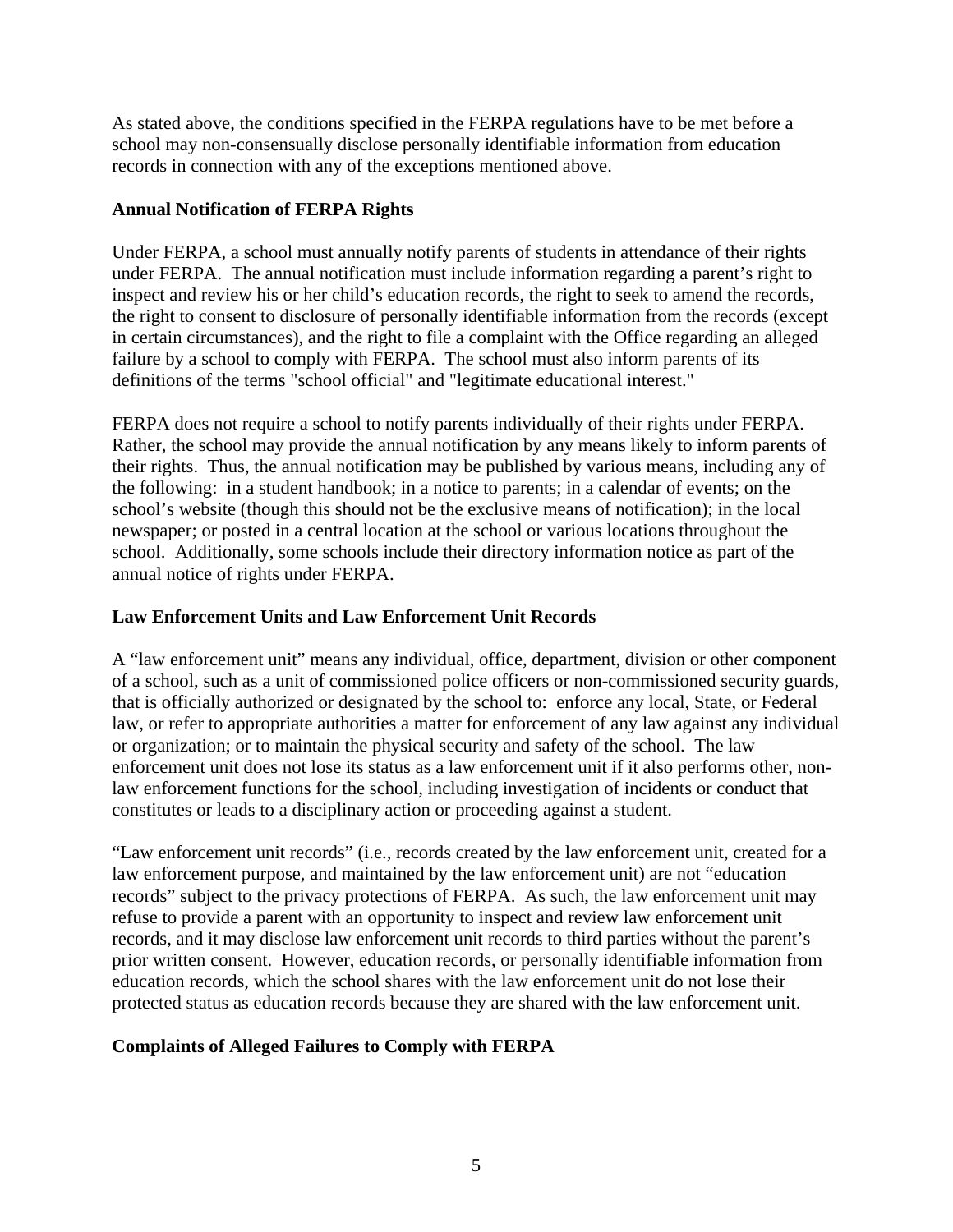As stated above, the conditions specified in the FERPA regulations have to be met before a school may non-consensually disclose personally identifiable information from education records in connection with any of the exceptions mentioned above.

**Annual Notification of FERPA Rights**

Under FERPA, a school must annually notify parents of students in attendance of their rights under FERPA. The annual notification must include information regarding a parent's right to inspect and review his or her child's education records, the right to seek to amend the records, the right to consent to disclosure of personally identifiable information from the records (except in certain circumstances), and the right to file a complaint with the Office regarding an alleged failure by a school to comply with FERPA. The school must also inform parents of its definitions of the terms "school official" and "legitimate educational interest."

FERPA does not require a school to notify parents individually of their rights under FERPA. Rather, the school may provide the annual notification by any means likely to inform parents of their rights. Thus, the annual notification may be published by various means, including any of the following: in a student handbook; in a notice to parents; in a calendar of events; on the school's website (though this should not be the exclusive means of notification); in the local newspaper; or posted in a central location at the school or various locations throughout the school. Additionally, some schools include their directory information notice as part of the annual notice of rights under FERPA.

**Law Enforcement Units and Law Enforcement Unit Records**

A "law enforcement unit" means any individual, office, department, division or other component of a school, such as a unit of commissioned police officers or non-commissioned security guards, that is officially authorized or designated by the school to: enforce any local, State, or Federal law, or refer to appropriate authorities a matter for enforcement of any law against any individual or organization; or to maintain the physical security and safety of the school. The law enforcement unit does not lose its status as a law enforcement unit if it also performs other, non-law enforcement functions for the school, including investigation of incidents or conduct that constitutes or leads to a disciplinary action or proceeding against a student.

"Law enforcement unit records" (i.e., records created by the law enforcement unit, created for a law enforcement purpose, and maintained by the law enforcement unit) are not "education records" subject to the privacy protections of FERPA. As such, the law enforcement unit may refuse to provide a parent with an opportunity to inspect and review law enforcement unit records, and it may disclose law enforcement unit records to third parties without the parent's prior written consent. However, education records, or personally identifiable information from education records, which the school shares with the law enforcement unit do not lose their protected status as education records because they are shared with the law enforcement unit.

**Complaints of Alleged Failures to Comply with FERPA**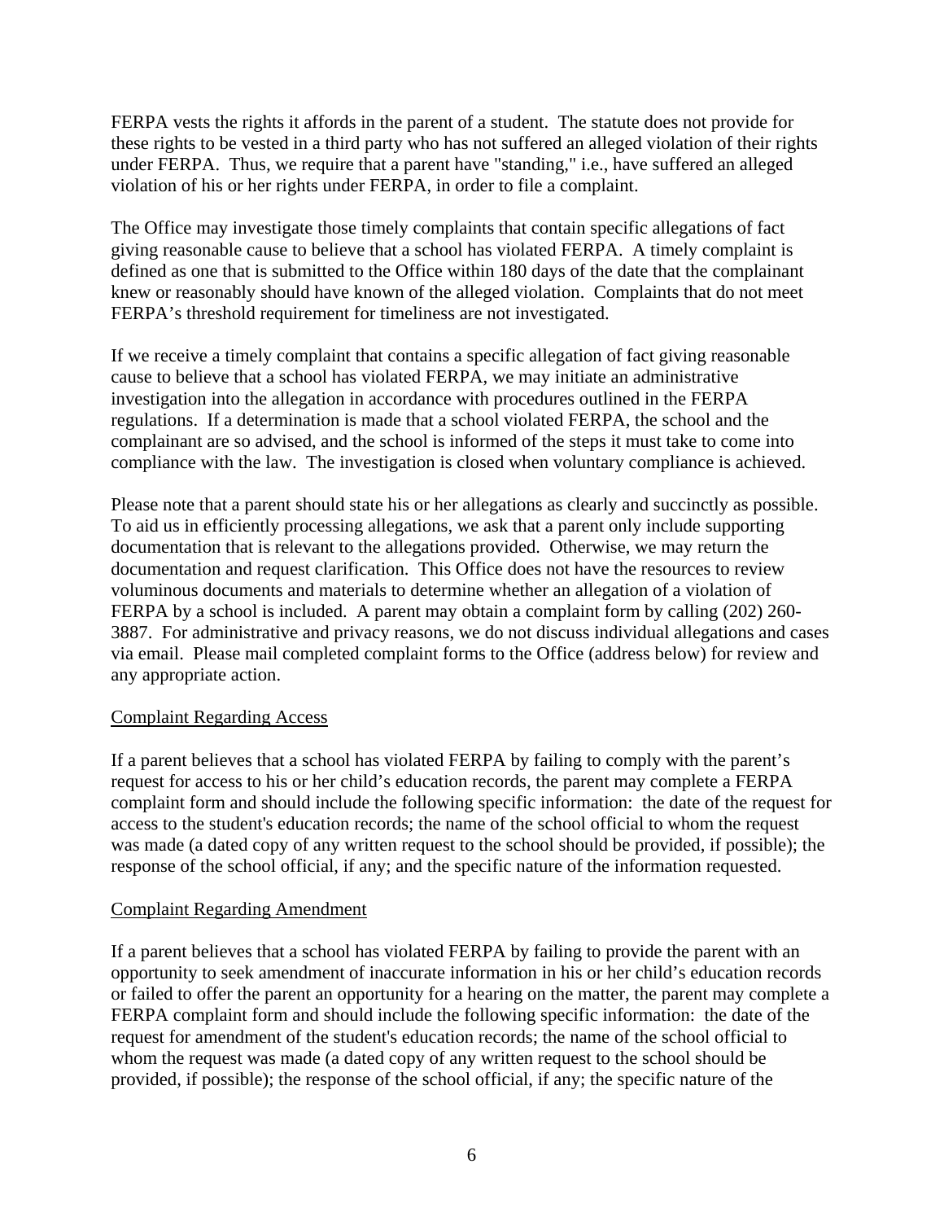FERPA vests the rights it affords in the parent of a student. The statute does not provide for these rights to be vested in a third party who has not suffered an alleged violation of their rights under FERPA. Thus, we require that a parent have "standing," i.e., have suffered an alleged violation of his or her rights under FERPA, in order to file a complaint.

The Office may investigate those timely complaints that contain specific allegations of fact giving reasonable cause to believe that a school has violated FERPA. A timely complaint is defined as one that is submitted to the Office within 180 days of the date that the complainant knew or reasonably should have known of the alleged violation. Complaints that do not meet FERPA's threshold requirement for timeliness are not investigated.

If we receive a timely complaint that contains a specific allegation of fact giving reasonable cause to believe that a school has violated FERPA, we may initiate an administrative investigation into the allegation in accordance with procedures outlined in the FERPA regulations. If a determination is made that a school violated FERPA, the school and the complainant are so advised, and the school is informed of the steps it must take to come into compliance with the law. The investigation is closed when voluntary compliance is achieved.

Please note that a parent should state his or her allegations as clearly and succinctly as possible. To aid us in efficiently processing allegations, we ask that a parent only include supporting documentation that is relevant to the allegations provided. Otherwise, we may return the documentation and request clarification. This Office does not have the resources to review voluminous documents and materials to determine whether an allegation of a violation of FERPA by a school is included. A parent may obtain a complaint form by calling (202) 260-3887. For administrative and privacy reasons, we do not discuss individual allegations and cases via email. Please mail completed complaint forms to the Office (address below) for review and any appropriate action.

<u>Complaint Regarding Access</u>

If a parent believes that a school has violated FERPA by failing to comply with the parent's request for access to his or her child's education records, the parent may complete a FERPA complaint form and should include the following specific information: the date of the request for access to the student's education records; the name of the school official to whom the request was made (a dated copy of any written request to the school should be provided, if possible); the response of the school official, if any; and the specific nature of the information requested.

<u>Complaint Regarding Amendment</u>

If a parent believes that a school has violated FERPA by failing to provide the parent with an opportunity to seek amendment of inaccurate information in his or her child's education records or failed to offer the parent an opportunity for a hearing on the matter, the parent may complete a FERPA complaint form and should include the following specific information: the date of the request for amendment of the student's education records; the name of the school official to whom the request was made (a dated copy of any written request to the school should be provided, if possible); the response of the school official, if any; the specific nature of the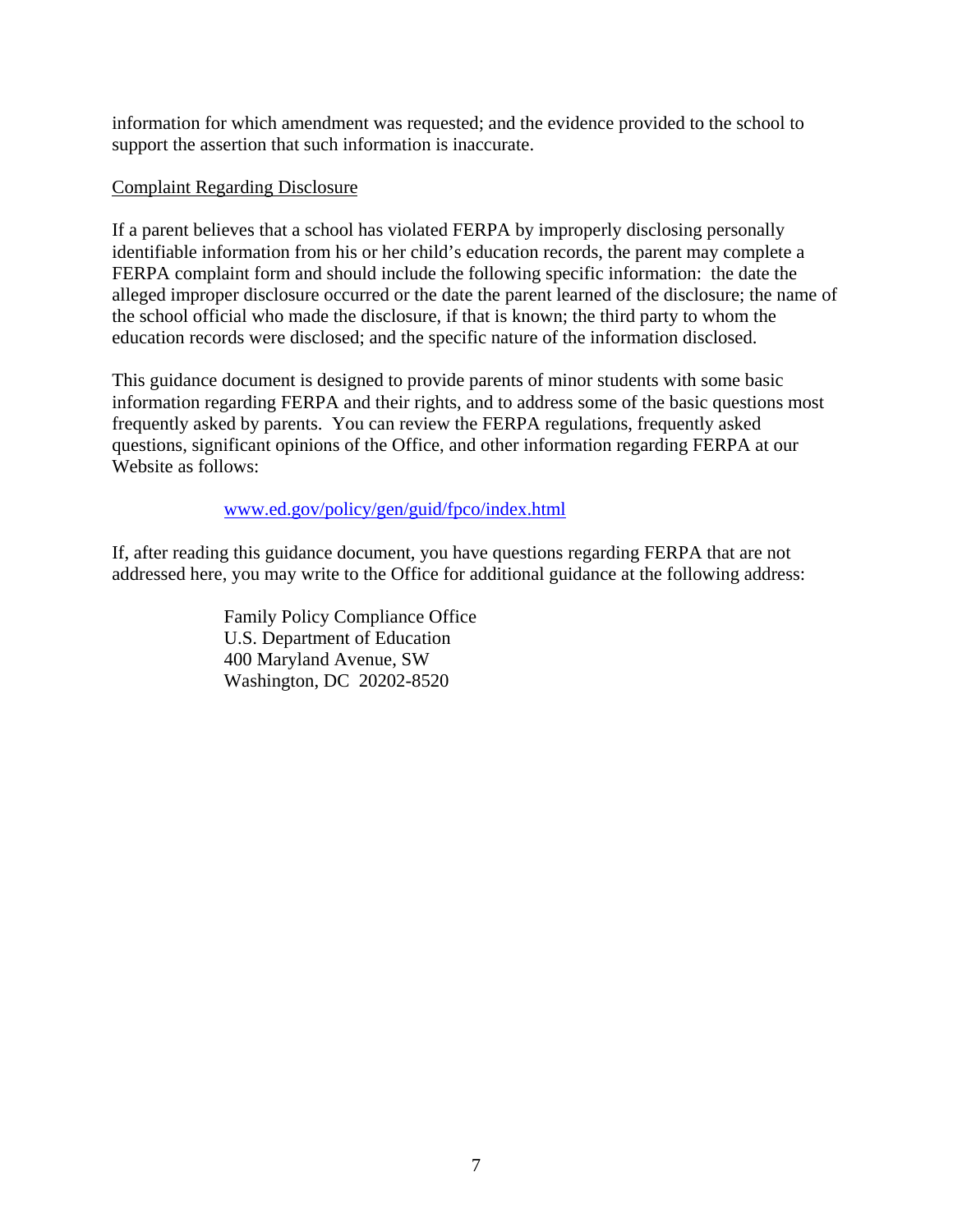information for which amendment was requested; and the evidence provided to the school to support the assertion that such information is inaccurate.

Complaint Regarding Disclosure

If a parent believes that a school has violated FERPA by improperly disclosing personally identifiable information from his or her child's education records, the parent may complete a FERPA complaint form and should include the following specific information: the date the alleged improper disclosure occurred or the date the parent learned of the disclosure; the name of the school official who made the disclosure, if that is known; the third party to whom the education records were disclosed; and the specific nature of the information disclosed.

This guidance document is designed to provide parents of minor students with some basic information regarding FERPA and their rights, and to address some of the basic questions most frequently asked by parents. You can review the FERPA regulations, frequently asked questions, significant opinions of the Office, and other information regarding FERPA at our Website as follows:

www.ed.gov/policy/gen/guid/fpco/index.html

If, after reading this guidance document, you have questions regarding FERPA that are not addressed here, you may write to the Office for additional guidance at the following address:

Family Policy Compliance Office
U.S. Department of Education
400 Maryland Avenue, SW
Washington, DC 20202-8520